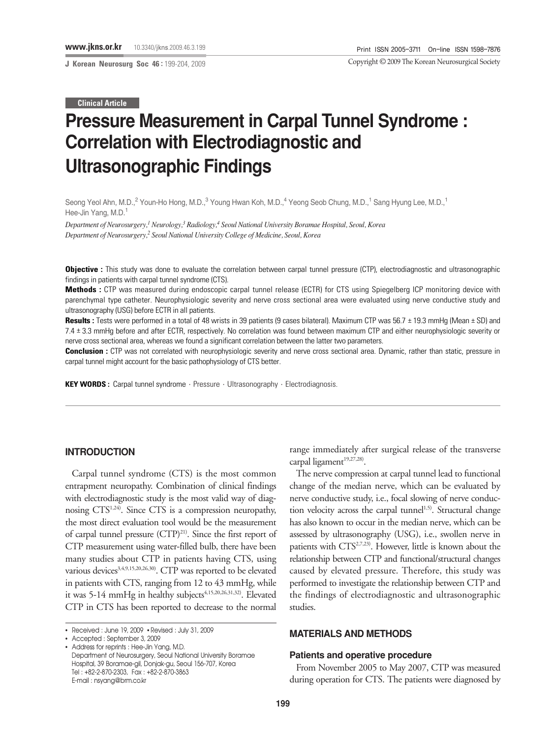Clinical Article

# Pressure Measurement in Carpal Tunnel Syndrome : Correlation with Electrodiagnostic and Ultrasonographic Findings

Seong Yeol Ahn, M.D.,[2] Youn-Ho Hong, M.D.,[3] Young Hwan Koh, M.D.,[4] Yeong Seob Chung, M.D.,[1] Sang Hyung Lee, M.D.,[1] Hee-Jin Yang, M.D.[1]

*Department of Neurosurgery,[1] Neurology,[3] Radiology,[4] Seoul National University Boramae Hospital, Seoul, Korea*
*Department of Neurosurgery,[2] Seoul National University College of Medicine, Seoul, Korea*

**Objective :** This study was done to evaluate the correlation between carpal tunnel pressure (CTP), electrodiagnostic and ultrasonographic findings in patients with carpal tunnel syndrome (CTS).

**Methods :** CTP was measured during endoscopic carpal tunnel release (ECTR) for CTS using Spiegelberg ICP monitoring device with parenchymal type catheter. Neurophysiologic severity and nerve cross sectional area were evaluated using nerve conductive study and ultrasonography (USG) before ECTR in all patients.

**Results :** Tests were performed in a total of 48 wrists in 39 patients (9 cases bilateral). Maximum CTP was 56.7 ± 19.3 mmHg (Mean ± SD) and 7.4 ± 3.3 mmHg before and after ECTR, respectively. No correlation was found between maximum CTP and either neurophysiologic severity or nerve cross sectional area, whereas we found a significant correlation between the latter two parameters.

**Conclusion :** CTP was not correlated with neurophysiologic severity and nerve cross sectional area. Dynamic, rather than static, pressure in carpal tunnel might account for the basic pathophysiology of CTS better.

**KEY WORDS :** Carpal tunnel syndrome · Pressure · Ultrasonography · Electrodiagnosis.

## INTRODUCTION

Carpal tunnel syndrome (CTS) is the most common entrapment neuropathy. Combination of clinical findings with electrodiagnostic study is the most valid way of diagnosing CTS[1,24]. Since CTS is a compression neuropathy, the most direct evaluation tool would be the measurement of carpal tunnel pressure (CTP)[21]. Since the first report of CTP measurement using water-filled bulb, there have been many studies about CTP in patients having CTS, using various devices[3,4,9,15,20,26,30]. CTP was reported to be elevated in patients with CTS, ranging from 12 to 43 mmHg, while it was 5-14 mmHg in healthy subjects[4,15,20,26,31,32]. Elevated CTP in CTS has been reported to decrease to the normal range immediately after surgical release of the transverse carpal ligament[19,27,28].

The nerve compression at carpal tunnel lead to functional change of the median nerve, which can be evaluated by nerve conductive study, i.e., focal slowing of nerve conduction velocity across the carpal tunnel[1,5]. Structural change has also known to occur in the median nerve, which can be assessed by ultrasonography (USG), i.e., swollen nerve in patients with CTS[2,7,23]. However, little is known about the relationship between CTP and functional/structural changes caused by elevated pressure. Therefore, this study was performed to investigate the relationship between CTP and the findings of electrodiagnostic and ultrasonographic studies.

## MATERIALS AND METHODS

### Patients and operative procedure

From November 2005 to May 2007, CTP was measured during operation for CTS. The patients were diagnosed by

- Received : June 19, 2009 • Revised : July 31, 2009
- Accepted : September 3, 2009
- Address for reprints : Hee-Jin Yang, M.D. Department of Neurosurgery, Seoul National University Boramae Hospital, 39 Boramae-gil, Donjak-gu, Seoul 156-707, Korea Tel : +82-2-870-2303, Fax : +82-2-870-3863 E-mail : nsyang@brm.co.kr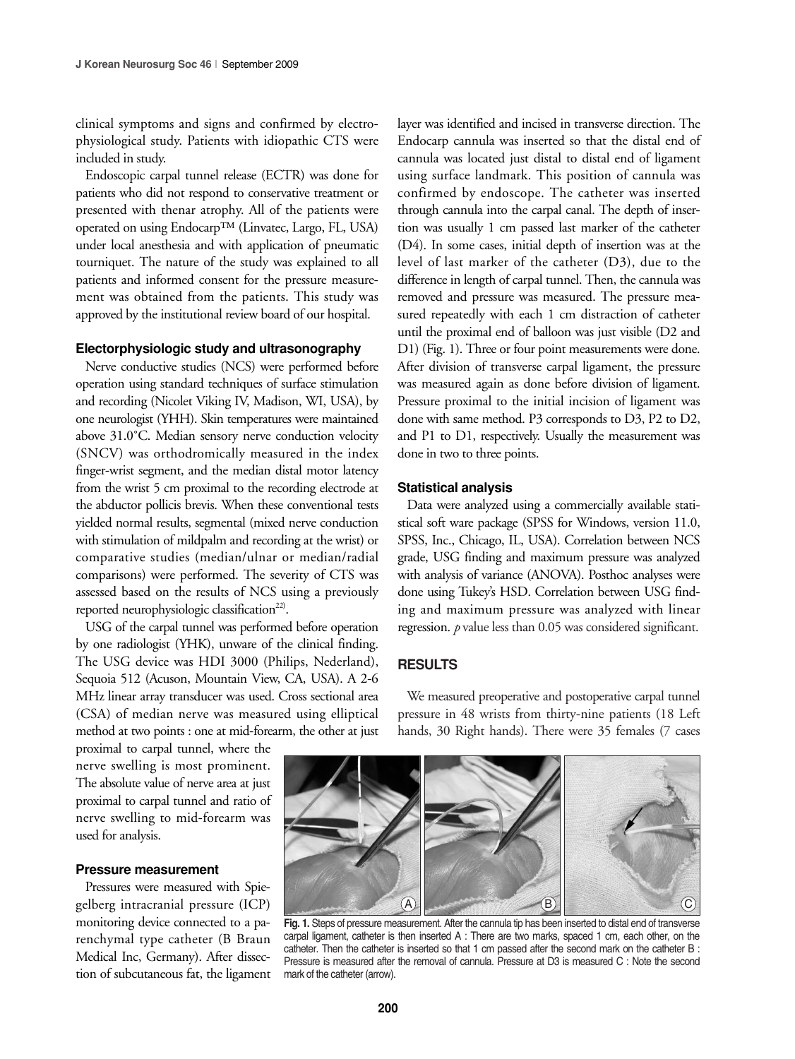clinical symptoms and signs and confirmed by electrophysiological study. Patients with idiopathic CTS were included in study.

Endoscopic carpal tunnel release (ECTR) was done for patients who did not respond to conservative treatment or presented with thenar atrophy. All of the patients were operated on using Endocarp™ (Linvatec, Largo, FL, USA) under local anesthesia and with application of pneumatic tourniquet. The nature of the study was explained to all patients and informed consent for the pressure measurement was obtained from the patients. This study was approved by the institutional review board of our hospital.

### Electorphysiologic study and ultrasonography

Nerve conductive studies (NCS) were performed before operation using standard techniques of surface stimulation and recording (Nicolet Viking IV, Madison, WI, USA), by one neurologist (YHH). Skin temperatures were maintained above 31.0°C. Median sensory nerve conduction velocity (SNCV) was orthodromically measured in the index finger-wrist segment, and the median distal motor latency from the wrist 5 cm proximal to the recording electrode at the abductor pollicis brevis. When these conventional tests yielded normal results, segmental (mixed nerve conduction with stimulation of mildpalm and recording at the wrist) or comparative studies (median/ulnar or median/radial comparisons) were performed. The severity of CTS was assessed based on the results of NCS using a previously reported neurophysiologic classification[22].

USG of the carpal tunnel was performed before operation by one radiologist (YHK), unware of the clinical finding. The USG device was HDI 3000 (Philips, Nederland), Sequoia 512 (Acuson, Mountain View, CA, USA). A 2-6 MHz linear array transducer was used. Cross sectional area (CSA) of median nerve was measured using elliptical method at two points : one at mid-forearm, the other at just proximal to carpal tunnel, where the nerve swelling is most prominent. The absolute value of nerve area at just proximal to carpal tunnel and ratio of nerve swelling to mid-forearm was used for analysis.

### Pressure measurement

Pressures were measured with Spiegelberg intracranial pressure (ICP) monitoring device connected to a parenchymal type catheter (B Braun Medical Inc, Germany). After dissection of subcutaneous fat, the ligament layer was identified and incised in transverse direction. The Endocarp cannula was inserted so that the distal end of cannula was located just distal to distal end of ligament using surface landmark. This position of cannula was confirmed by endoscope. The catheter was inserted through cannula into the carpal canal. The depth of insertion was usually 1 cm passed last marker of the catheter (D4). In some cases, initial depth of insertion was at the level of last marker of the catheter (D3), due to the difference in length of carpal tunnel. Then, the cannula was removed and pressure was measured. The pressure measured repeatedly with each 1 cm distraction of catheter until the proximal end of balloon was just visible (D2 and D1) (Fig. 1). Three or four point measurements were done. After division of transverse carpal ligament, the pressure was measured again as done before division of ligament. Pressure proximal to the initial incision of ligament was done with same method. P3 corresponds to D3, P2 to D2, and P1 to D1, respectively. Usually the measurement was done in two to three points.

### Statistical analysis

Data were analyzed using a commercially available statistical soft ware package (SPSS for Windows, version 11.0, SPSS, Inc., Chicago, IL, USA). Correlation between NCS grade, USG finding and maximum pressure was analyzed with analysis of variance (ANOVA). Posthoc analyses were done using Tukey's HSD. Correlation between USG finding and maximum pressure was analyzed with linear regression. *p* value less than 0.05 was considered significant.

## RESULTS

We measured preoperative and postoperative carpal tunnel pressure in 48 wrists from thirty-nine patients (18 Left hands, 30 Right hands). There were 35 females (7 cases

**Fig. 1.** Steps of pressure measurement. After the cannula tip has been inserted to distal end of transverse carpal ligament, catheter is then inserted A : There are two marks, spaced 1 cm, each other, on the catheter. Then the catheter is inserted so that 1 cm passed after the second mark on the catheter B : Pressure is measured after the removal of cannula. Pressure at D3 is measured C : Note the second mark of the catheter (arrow).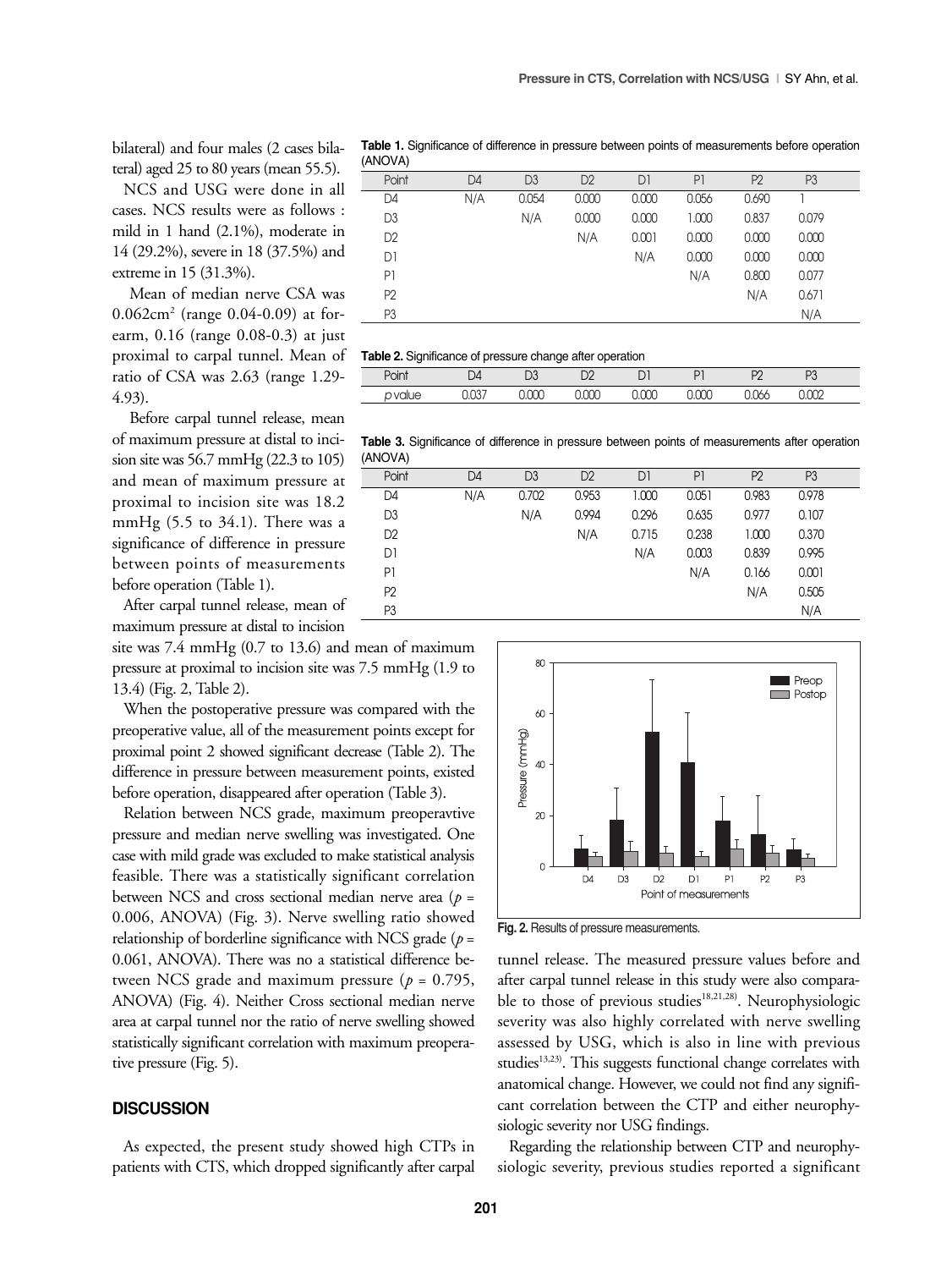bilateral) and four males (2 cases bilateral) aged 25 to 80 years (mean 55.5).

NCS and USG were done in all cases. NCS results were as follows : mild in 1 hand (2.1%), moderate in 14 (29.2%), severe in 18 (37.5%) and extreme in 15 (31.3%).

Mean of median nerve CSA was 0.062cm$^2$ (range 0.04-0.09) at forearm, 0.16 (range 0.08-0.3) at just proximal to carpal tunnel. Mean of ratio of CSA was 2.63 (range 1.29-4.93).

Before carpal tunnel release, mean of maximum pressure at distal to incision site was 56.7 mmHg (22.3 to 105) and mean of maximum pressure at proximal to incision site was 18.2 mmHg (5.5 to 34.1). There was a significance of difference in pressure between points of measurements before operation (Table 1).

After carpal tunnel release, mean of maximum pressure at distal to incision site was 7.4 mmHg (0.7 to 13.6) and mean of maximum pressure at proximal to incision site was 7.5 mmHg (1.9 to 13.4) (Fig. 2, Table 2).

When the postoperative pressure was compared with the preoperative value, all of the measurement points except for proximal point 2 showed significant decrease (Table 2). The difference in pressure between measurement points, existed before operation, disappeared after operation (Table 3).

Relation between NCS grade, maximum preoperavtive pressure and median nerve swelling was investigated. One case with mild grade was excluded to make statistical analysis feasible. There was a statistically significant correlation between NCS and cross sectional median nerve area ($p$ = 0.006, ANOVA) (Fig. 3). Nerve swelling ratio showed relationship of borderline significance with NCS grade ($p$ = 0.061, ANOVA). There was no a statistical difference between NCS grade and maximum pressure ($p$ = 0.795, ANOVA) (Fig. 4). Neither Cross sectional median nerve area at carpal tunnel nor the ratio of nerve swelling showed statistically significant correlation with maximum preoperative pressure (Fig. 5).

**Table 1.** Significance of difference in pressure between points of measurements before operation (ANOVA)

| Point | D4 | D3 | D2 | D1 | P1 | P2 | P3 |
|---|---|---|---|---|---|---|---|
| D4 | N/A | 0.054 | 0.000 | 0.000 | 0.056 | 0.690 | 1 |
| D3 | | N/A | 0.000 | 0.000 | 1.000 | 0.837 | 0.079 |
| D2 | | | N/A | 0.001 | 0.000 | 0.000 | 0.000 |
| D1 | | | | N/A | 0.000 | 0.000 | 0.000 |
| P1 | | | | | N/A | 0.800 | 0.077 |
| P2 | | | | | | N/A | 0.671 |
| P3 | | | | | | | N/A |

**Table 2.** Significance of pressure change after operation

| Point | D4 | D3 | D2 | D1 | P1 | P2 | P3 |
|---|---|---|---|---|---|---|---|
| $p$ value | 0.037 | 0.000 | 0.000 | 0.000 | 0.000 | 0.066 | 0.002 |

**Table 3.** Significance of difference in pressure between points of measurements after operation (ANOVA)

| Point | D4 | D3 | D2 | D1 | P1 | P2 | P3 |
|---|---|---|---|---|---|---|---|
| D4 | N/A | 0.702 | 0.953 | 1.000 | 0.051 | 0.983 | 0.978 |
| D3 | | N/A | 0.994 | 0.296 | 0.635 | 0.977 | 0.107 |
| D2 | | | N/A | 0.715 | 0.238 | 1.000 | 0.370 |
| D1 | | | | N/A | 0.003 | 0.839 | 0.995 |
| P1 | | | | | N/A | 0.166 | 0.001 |
| P2 | | | | | | N/A | 0.505 |
| P3 | | | | | | | N/A |

**Fig. 2.** Results of pressure measurements.

## DISCUSSION

As expected, the present study showed high CTPs in patients with CTS, which dropped significantly after carpal tunnel release. The measured pressure values before and after carpal tunnel release in this study were also comparable to those of previous studies[18,21,28]. Neurophysiologic severity was also highly correlated with nerve swelling assessed by USG, which is also in line with previous studies[13,23]. This suggests functional change correlates with anatomical change. However, we could not find any significant correlation between the CTP and either neurophysiologic severity nor USG findings.

Regarding the relationship between CTP and neurophysiologic severity, previous studies reported a significant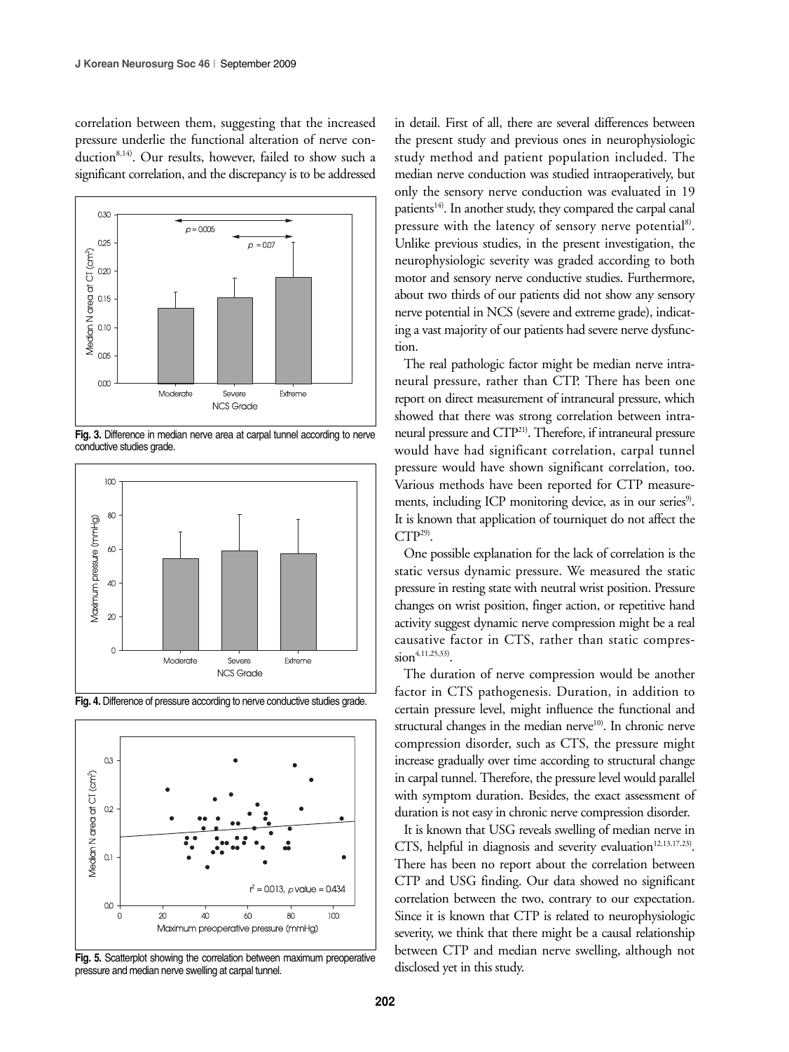correlation between them, suggesting that the increased pressure underlie the functional alteration of nerve conduction[8,14]. Our results, however, failed to show such a significant correlation, and the discrepancy is to be addressed in detail. First of all, there are several differences between the present study and previous ones in neurophysiologic study method and patient population included. The median nerve conduction was studied intraoperatively, but only the sensory nerve conduction was evaluated in 19 patients[14]. In another study, they compared the carpal canal pressure with the latency of sensory nerve potential[8]. Unlike previous studies, in the present investigation, the neurophysiologic severity was graded according to both motor and sensory nerve conductive studies. Furthermore, about two thirds of our patients did not show any sensory nerve potential in NCS (severe and extreme grade), indicating a vast majority of our patients had severe nerve dysfunction.

**Fig. 3.** Difference in median nerve area at carpal tunnel according to nerve conductive studies grade.

**Fig. 4.** Difference of pressure according to nerve conductive studies grade.

**Fig. 5.** Scatterplot showing the correlation between maximum preoperative pressure and median nerve swelling at carpal tunnel.

The real pathologic factor might be median nerve intraneural pressure, rather than CTP. There has been one report on direct measurement of intraneural pressure, which showed that there was strong correlation between intraneural pressure and CTP[21]. Therefore, if intraneural pressure would have had significant correlation, carpal tunnel pressure would have shown significant correlation, too. Various methods have been reported for CTP measurements, including ICP monitoring device, as in our series[9]. It is known that application of tourniquet do not affect the CTP[29].

One possible explanation for the lack of correlation is the static versus dynamic pressure. We measured the static pressure in resting state with neutral wrist position. Pressure changes on wrist position, finger action, or repetitive hand activity suggest dynamic nerve compression might be a real causative factor in CTS, rather than static compression[4,11,25,33].

The duration of nerve compression would be another factor in CTS pathogenesis. Duration, in addition to certain pressure level, might influence the functional and structural changes in the median nerve[10]. In chronic nerve compression disorder, such as CTS, the pressure might increase gradually over time according to structural change in carpal tunnel. Therefore, the pressure level would parallel with symptom duration. Besides, the exact assessment of duration is not easy in chronic nerve compression disorder.

It is known that USG reveals swelling of median nerve in CTS, helpful in diagnosis and severity evaluation[12,13,17,23]. There has been no report about the correlation between CTP and USG finding. Our data showed no significant correlation between the two, contrary to our expectation. Since it is known that CTP is related to neurophysiologic severity, we think that there might be a causal relationship between CTP and median nerve swelling, although not disclosed yet in this study.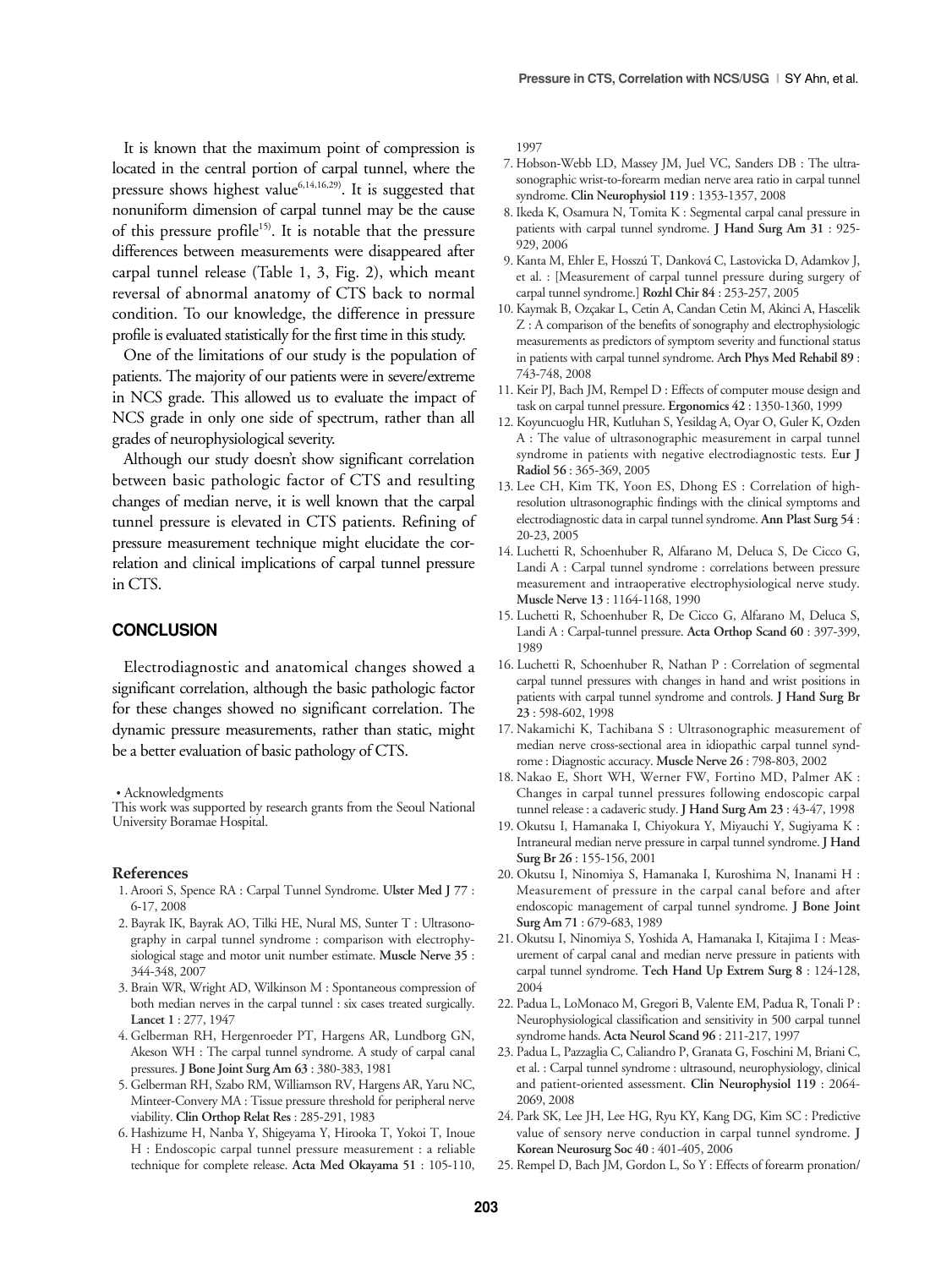It is known that the maximum point of compression is located in the central portion of carpal tunnel, where the pressure shows highest value[6,14,16,29]. It is suggested that nonuniform dimension of carpal tunnel may be the cause of this pressure profile[15]. It is notable that the pressure differences between measurements were disappeared after carpal tunnel release (Table 1, 3, Fig. 2), which meant reversal of abnormal anatomy of CTS back to normal condition. To our knowledge, the difference in pressure profile is evaluated statistically for the first time in this study.

One of the limitations of our study is the population of patients. The majority of our patients were in severe/extreme in NCS grade. This allowed us to evaluate the impact of NCS grade in only one side of spectrum, rather than all grades of neurophysiological severity.

Although our study doesn't show significant correlation between basic pathologic factor of CTS and resulting changes of median nerve, it is well known that the carpal tunnel pressure is elevated in CTS patients. Refining of pressure measurement technique might elucidate the correlation and clinical implications of carpal tunnel pressure in CTS.

## CONCLUSION

Electrodiagnostic and anatomical changes showed a significant correlation, although the basic pathologic factor for these changes showed no significant correlation. The dynamic pressure measurements, rather than static, might be a better evaluation of basic pathology of CTS.

• Acknowledgments

This work was supported by research grants from the Seoul National University Boramae Hospital.

### References

1. Aroori S, Spence RA : Carpal Tunnel Syndrome. **Ulster Med J** 77 : 6-17, 2008
2. Bayrak IK, Bayrak AO, Tilki HE, Nural MS, Sunter T : Ultrasonography in carpal tunnel syndrome : comparison with electrophysiological stage and motor unit number estimate. **Muscle Nerve 35** : 344-348, 2007
3. Brain WR, Wright AD, Wilkinson M : Spontaneous compression of both median nerves in the carpal tunnel : six cases treated surgically. **Lancet 1** : 277, 1947
4. Gelberman RH, Hergenroeder PT, Hargens AR, Lundborg GN, Akeson WH : The carpal tunnel syndrome. A study of carpal canal pressures. **J Bone Joint Surg Am 63** : 380-383, 1981
5. Gelberman RH, Szabo RM, Williamson RV, Hargens AR, Yaru NC, Minteer-Convery MA : Tissue pressure threshold for peripheral nerve viability. **Clin Orthop Relat Res** : 285-291, 1983
6. Hashizume H, Nanba Y, Shigeyama Y, Hirooka T, Yokoi T, Inoue H : Endoscopic carpal tunnel pressure measurement : a reliable technique for complete release. **Acta Med Okayama 51** : 105-110, 1997
7. Hobson-Webb LD, Massey JM, Juel VC, Sanders DB : The ultrasonographic wrist-to-forearm median nerve area ratio in carpal tunnel syndrome. **Clin Neurophysiol 119** : 1353-1357, 2008
8. Ikeda K, Osamura N, Tomita K : Segmental carpal canal pressure in patients with carpal tunnel syndrome. **J Hand Surg Am 31** : 925-929, 2006
9. Kanta M, Ehler E, Hosszú T, Danková C, Lastovicka D, Adamkov J, et al. : [Measurement of carpal tunnel pressure during surgery of carpal tunnel syndrome.] **Rozhl Chir 84** : 253-257, 2005
10. Kaymak B, Ozçakar L, Cetin A, Candan Cetin M, Akinci A, Hascelik Z : A comparison of the benefits of sonography and electrophysiologic measurements as predictors of symptom severity and functional status in patients with carpal tunnel syndrome. **Arch Phys Med Rehabil 89** : 743-748, 2008
11. Keir PJ, Bach JM, Rempel D : Effects of computer mouse design and task on carpal tunnel pressure. **Ergonomics 42** : 1350-1360, 1999
12. Koyuncuoglu HR, Kutluhan S, Yesildag A, Oyar O, Guler K, Ozden A : The value of ultrasonographic measurement in carpal tunnel syndrome in patients with negative electrodiagnostic tests. **Eur J Radiol 56** : 365-369, 2005
13. Lee CH, Kim TK, Yoon ES, Dhong ES : Correlation of high-resolution ultrasonographic findings with the clinical symptoms and electrodiagnostic data in carpal tunnel syndrome. **Ann Plast Surg 54** : 20-23, 2005
14. Luchetti R, Schoenhuber R, Alfarano M, Deluca S, De Cicco G, Landi A : Carpal tunnel syndrome : correlations between pressure measurement and intraoperative electrophysiological nerve study. **Muscle Nerve 13** : 1164-1168, 1990
15. Luchetti R, Schoenhuber R, De Cicco G, Alfarano M, Deluca S, Landi A : Carpal-tunnel pressure. **Acta Orthop Scand 60** : 397-399, 1989
16. Luchetti R, Schoenhuber R, Nathan P : Correlation of segmental carpal tunnel pressures with changes in hand and wrist positions in patients with carpal tunnel syndrome and controls. **J Hand Surg Br 23** : 598-602, 1998
17. Nakamichi K, Tachibana S : Ultrasonographic measurement of median nerve cross-sectional area in idiopathic carpal tunnel syndrome : Diagnostic accuracy. **Muscle Nerve 26** : 798-803, 2002
18. Nakao E, Short WH, Werner FW, Fortino MD, Palmer AK : Changes in carpal tunnel pressures following endoscopic carpal tunnel release : a cadaveric study. **J Hand Surg Am 23** : 43-47, 1998
19. Okutsu I, Hamanaka I, Chiyokura Y, Miyauchi Y, Sugiyama K : Intraneural median nerve pressure in carpal tunnel syndrome. **J Hand Surg Br 26** : 155-156, 2001
20. Okutsu I, Ninomiya S, Hamanaka I, Kuroshima N, Inanami H : Measurement of pressure in the carpal canal before and after endoscopic management of carpal tunnel syndrome. **J Bone Joint Surg Am 71** : 679-683, 1989
21. Okutsu I, Ninomiya S, Yoshida A, Hamanaka I, Kitajima I : Measurement of carpal canal and median nerve pressure in patients with carpal tunnel syndrome. **Tech Hand Up Extrem Surg 8** : 124-128, 2004
22. Padua L, LoMonaco M, Gregori B, Valente EM, Padua R, Tonali P : Neurophysiological classification and sensitivity in 500 carpal tunnel syndrome hands. **Acta Neurol Scand 96** : 211-217, 1997
23. Padua L, Pazzaglia C, Caliandro P, Granata G, Foschini M, Briani C, et al. : Carpal tunnel syndrome : ultrasound, neurophysiology, clinical and patient-oriented assessment. **Clin Neurophysiol 119** : 2064-2069, 2008
24. Park SK, Lee JH, Lee HG, Ryu KY, Kang DG, Kim SC : Predictive value of sensory nerve conduction in carpal tunnel syndrome. **J Korean Neurosurg Soc 40** : 401-405, 2006
25. Rempel D, Bach JM, Gordon L, So Y : Effects of forearm pronation/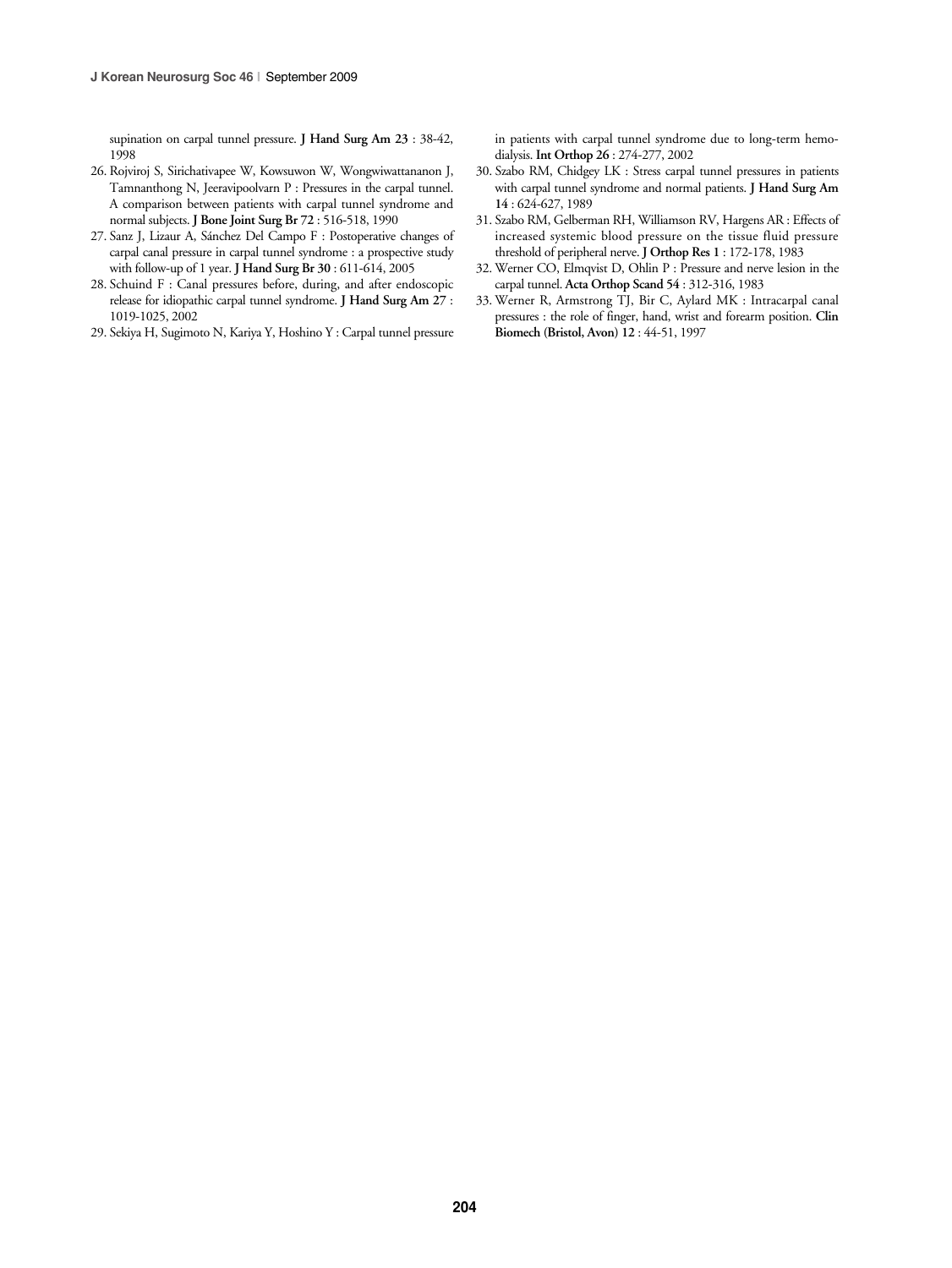supination on carpal tunnel pressure. **J Hand Surg Am 23** : 38-42, 1998

26. Rojviroj S, Sirichativapee W, Kowsuwon W, Wongwiwattananon J, Tamnanthong N, Jeeravipoolvarn P : Pressures in the carpal tunnel. A comparison between patients with carpal tunnel syndrome and normal subjects. **J Bone Joint Surg Br 72** : 516-518, 1990
27. Sanz J, Lizaur A, Sánchez Del Campo F : Postoperative changes of carpal canal pressure in carpal tunnel syndrome : a prospective study with follow-up of 1 year. **J Hand Surg Br 30** : 611-614, 2005
28. Schuind F : Canal pressures before, during, and after endoscopic release for idiopathic carpal tunnel syndrome. **J Hand Surg Am 27** : 1019-1025, 2002
29. Sekiya H, Sugimoto N, Kariya Y, Hoshino Y : Carpal tunnel pressure in patients with carpal tunnel syndrome due to long-term hemodialysis. **Int Orthop 26** : 274-277, 2002
30. Szabo RM, Chidgey LK : Stress carpal tunnel pressures in patients with carpal tunnel syndrome and normal patients. **J Hand Surg Am 14** : 624-627, 1989
31. Szabo RM, Gelberman RH, Williamson RV, Hargens AR : Effects of increased systemic blood pressure on the tissue fluid pressure threshold of peripheral nerve. **J Orthop Res 1** : 172-178, 1983
32. Werner CO, Elmqvist D, Ohlin P : Pressure and nerve lesion in the carpal tunnel. **Acta Orthop Scand 54** : 312-316, 1983
33. Werner R, Armstrong TJ, Bir C, Aylard MK : Intracarpal canal pressures : the role of finger, hand, wrist and forearm position. **Clin Biomech (Bristol, Avon) 12** : 44-51, 1997